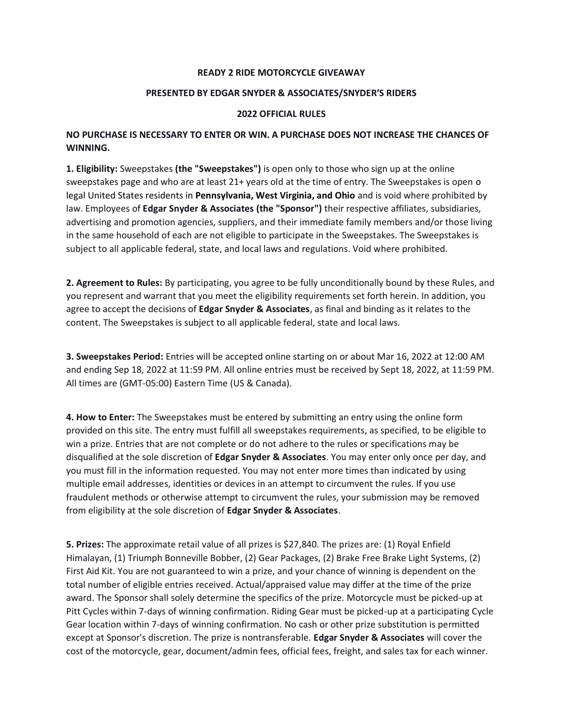**READY 2 RIDE MOTORCYCLE GIVEAWAY**

**PRESENTED BY EDGAR SNYDER & ASSOCIATES/SNYDER'S RIDERS**

**2022 OFFICIAL RULES**

**NO PURCHASE IS NECESSARY TO ENTER OR WIN. A PURCHASE DOES NOT INCREASE THE CHANCES OF WINNING.**

**1. Eligibility:** Sweepstakes **(the "Sweepstakes")** is open only to those who sign up at the online sweepstakes page and who are at least 21+ years old at the time of entry. The Sweepstakes is open o legal United States residents in **Pennsylvania, West Virginia, and Ohio** and is void where prohibited by law. Employees of **Edgar Snyder & Associates (the "Sponsor")** their respective affiliates, subsidiaries, advertising and promotion agencies, suppliers, and their immediate family members and/or those living in the same household of each are not eligible to participate in the Sweepstakes. The Sweepstakes is subject to all applicable federal, state, and local laws and regulations. Void where prohibited.

**2. Agreement to Rules:** By participating, you agree to be fully unconditionally bound by these Rules, and you represent and warrant that you meet the eligibility requirements set forth herein. In addition, you agree to accept the decisions of **Edgar Snyder & Associates**, as final and binding as it relates to the content. The Sweepstakes is subject to all applicable federal, state and local laws.

**3. Sweepstakes Period:** Entries will be accepted online starting on or about Mar 16, 2022 at 12:00 AM and ending Sep 18, 2022 at 11:59 PM. All online entries must be received by Sept 18, 2022, at 11:59 PM. All times are (GMT-05:00) Eastern Time (US & Canada).

**4. How to Enter:** The Sweepstakes must be entered by submitting an entry using the online form provided on this site. The entry must fulfill all sweepstakes requirements, as specified, to be eligible to win a prize. Entries that are not complete or do not adhere to the rules or specifications may be disqualified at the sole discretion of **Edgar Snyder & Associates**. You may enter only once per day, and you must fill in the information requested. You may not enter more times than indicated by using multiple email addresses, identities or devices in an attempt to circumvent the rules. If you use fraudulent methods or otherwise attempt to circumvent the rules, your submission may be removed from eligibility at the sole discretion of **Edgar Snyder & Associates**.

**5. Prizes:** The approximate retail value of all prizes is $27,840. The prizes are: (1) Royal Enfield Himalayan, (1) Triumph Bonneville Bobber, (2) Gear Packages, (2) Brake Free Brake Light Systems, (2) First Aid Kit. You are not guaranteed to win a prize, and your chance of winning is dependent on the total number of eligible entries received. Actual/appraised value may differ at the time of the prize award. The Sponsor shall solely determine the specifics of the prize. Motorcycle must be picked-up at Pitt Cycles within 7-days of winning confirmation. Riding Gear must be picked-up at a participating Cycle Gear location within 7-days of winning confirmation. No cash or other prize substitution is permitted except at Sponsor's discretion. The prize is nontransferable. **Edgar Snyder & Associates** will cover the cost of the motorcycle, gear, document/admin fees, official fees, freight, and sales tax for each winner.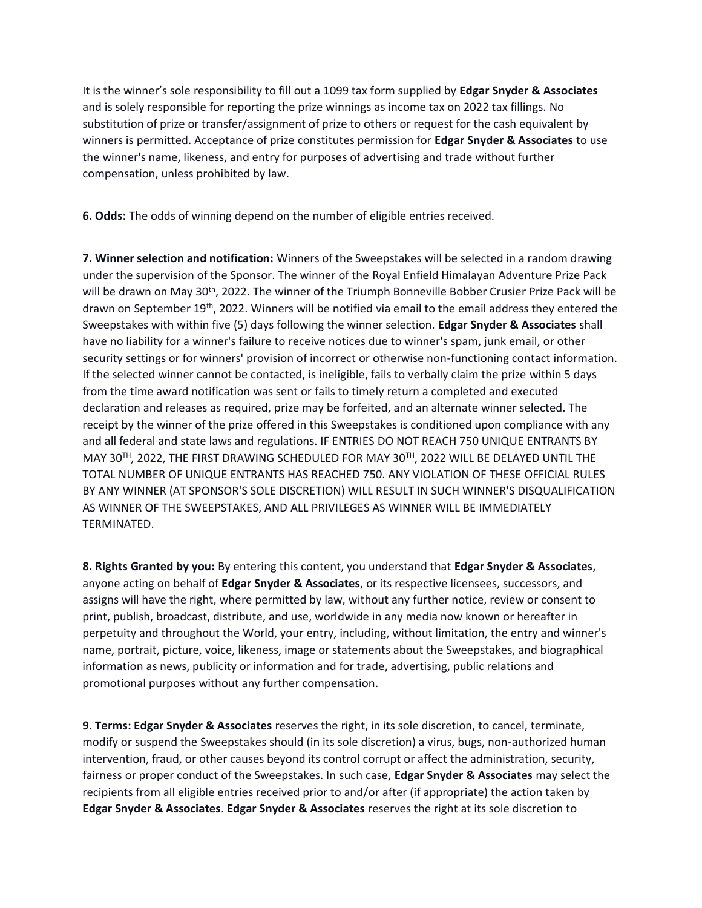It is the winner's sole responsibility to fill out a 1099 tax form supplied by **Edgar Snyder & Associates** and is solely responsible for reporting the prize winnings as income tax on 2022 tax fillings. No substitution of prize or transfer/assignment of prize to others or request for the cash equivalent by winners is permitted. Acceptance of prize constitutes permission for **Edgar Snyder & Associates** to use the winner's name, likeness, and entry for purposes of advertising and trade without further compensation, unless prohibited by law.

**6. Odds:** The odds of winning depend on the number of eligible entries received.

**7. Winner selection and notification:** Winners of the Sweepstakes will be selected in a random drawing under the supervision of the Sponsor. The winner of the Royal Enfield Himalayan Adventure Prize Pack will be drawn on May 30th, 2022. The winner of the Triumph Bonneville Bobber Crusier Prize Pack will be drawn on September 19th, 2022. Winners will be notified via email to the email address they entered the Sweepstakes with within five (5) days following the winner selection. **Edgar Snyder & Associates** shall have no liability for a winner's failure to receive notices due to winner's spam, junk email, or other security settings or for winners' provision of incorrect or otherwise non-functioning contact information. If the selected winner cannot be contacted, is ineligible, fails to verbally claim the prize within 5 days from the time award notification was sent or fails to timely return a completed and executed declaration and releases as required, prize may be forfeited, and an alternate winner selected. The receipt by the winner of the prize offered in this Sweepstakes is conditioned upon compliance with any and all federal and state laws and regulations. IF ENTRIES DO NOT REACH 750 UNIQUE ENTRANTS BY MAY 30TH, 2022, THE FIRST DRAWING SCHEDULED FOR MAY 30TH, 2022 WILL BE DELAYED UNTIL THE TOTAL NUMBER OF UNIQUE ENTRANTS HAS REACHED 750. ANY VIOLATION OF THESE OFFICIAL RULES BY ANY WINNER (AT SPONSOR'S SOLE DISCRETION) WILL RESULT IN SUCH WINNER'S DISQUALIFICATION AS WINNER OF THE SWEEPSTAKES, AND ALL PRIVILEGES AS WINNER WILL BE IMMEDIATELY TERMINATED.

**8. Rights Granted by you:** By entering this content, you understand that **Edgar Snyder & Associates**, anyone acting on behalf of **Edgar Snyder & Associates**, or its respective licensees, successors, and assigns will have the right, where permitted by law, without any further notice, review or consent to print, publish, broadcast, distribute, and use, worldwide in any media now known or hereafter in perpetuity and throughout the World, your entry, including, without limitation, the entry and winner's name, portrait, picture, voice, likeness, image or statements about the Sweepstakes, and biographical information as news, publicity or information and for trade, advertising, public relations and promotional purposes without any further compensation.

**9. Terms: Edgar Snyder & Associates** reserves the right, in its sole discretion, to cancel, terminate, modify or suspend the Sweepstakes should (in its sole discretion) a virus, bugs, non-authorized human intervention, fraud, or other causes beyond its control corrupt or affect the administration, security, fairness or proper conduct of the Sweepstakes. In such case, **Edgar Snyder & Associates** may select the recipients from all eligible entries received prior to and/or after (if appropriate) the action taken by **Edgar Snyder & Associates**. **Edgar Snyder & Associates** reserves the right at its sole discretion to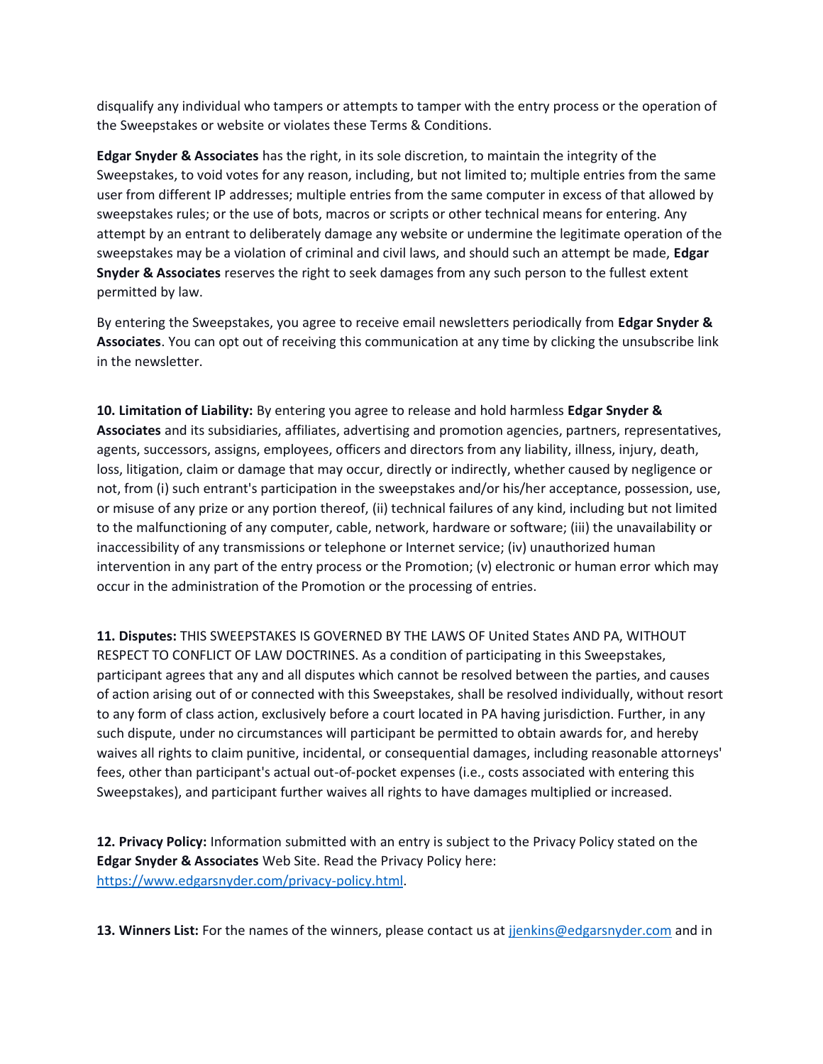disqualify any individual who tampers or attempts to tamper with the entry process or the operation of the Sweepstakes or website or violates these Terms & Conditions.

**Edgar Snyder & Associates** has the right, in its sole discretion, to maintain the integrity of the Sweepstakes, to void votes for any reason, including, but not limited to; multiple entries from the same user from different IP addresses; multiple entries from the same computer in excess of that allowed by sweepstakes rules; or the use of bots, macros or scripts or other technical means for entering. Any attempt by an entrant to deliberately damage any website or undermine the legitimate operation of the sweepstakes may be a violation of criminal and civil laws, and should such an attempt be made, **Edgar Snyder & Associates** reserves the right to seek damages from any such person to the fullest extent permitted by law.

By entering the Sweepstakes, you agree to receive email newsletters periodically from **Edgar Snyder & Associates**. You can opt out of receiving this communication at any time by clicking the unsubscribe link in the newsletter.

**10. Limitation of Liability:** By entering you agree to release and hold harmless **Edgar Snyder & Associates** and its subsidiaries, affiliates, advertising and promotion agencies, partners, representatives, agents, successors, assigns, employees, officers and directors from any liability, illness, injury, death, loss, litigation, claim or damage that may occur, directly or indirectly, whether caused by negligence or not, from (i) such entrant's participation in the sweepstakes and/or his/her acceptance, possession, use, or misuse of any prize or any portion thereof, (ii) technical failures of any kind, including but not limited to the malfunctioning of any computer, cable, network, hardware or software; (iii) the unavailability or inaccessibility of any transmissions or telephone or Internet service; (iv) unauthorized human intervention in any part of the entry process or the Promotion; (v) electronic or human error which may occur in the administration of the Promotion or the processing of entries.

**11. Disputes:** THIS SWEEPSTAKES IS GOVERNED BY THE LAWS OF United States AND PA, WITHOUT RESPECT TO CONFLICT OF LAW DOCTRINES. As a condition of participating in this Sweepstakes, participant agrees that any and all disputes which cannot be resolved between the parties, and causes of action arising out of or connected with this Sweepstakes, shall be resolved individually, without resort to any form of class action, exclusively before a court located in PA having jurisdiction. Further, in any such dispute, under no circumstances will participant be permitted to obtain awards for, and hereby waives all rights to claim punitive, incidental, or consequential damages, including reasonable attorneys' fees, other than participant's actual out-of-pocket expenses (i.e., costs associated with entering this Sweepstakes), and participant further waives all rights to have damages multiplied or increased.

**12. Privacy Policy:** Information submitted with an entry is subject to the Privacy Policy stated on the **Edgar Snyder & Associates** Web Site. Read the Privacy Policy here: https://www.edgarsnyder.com/privacy-policy.html.

**13. Winners List:** For the names of the winners, please contact us at jjenkins@edgarsnyder.com and in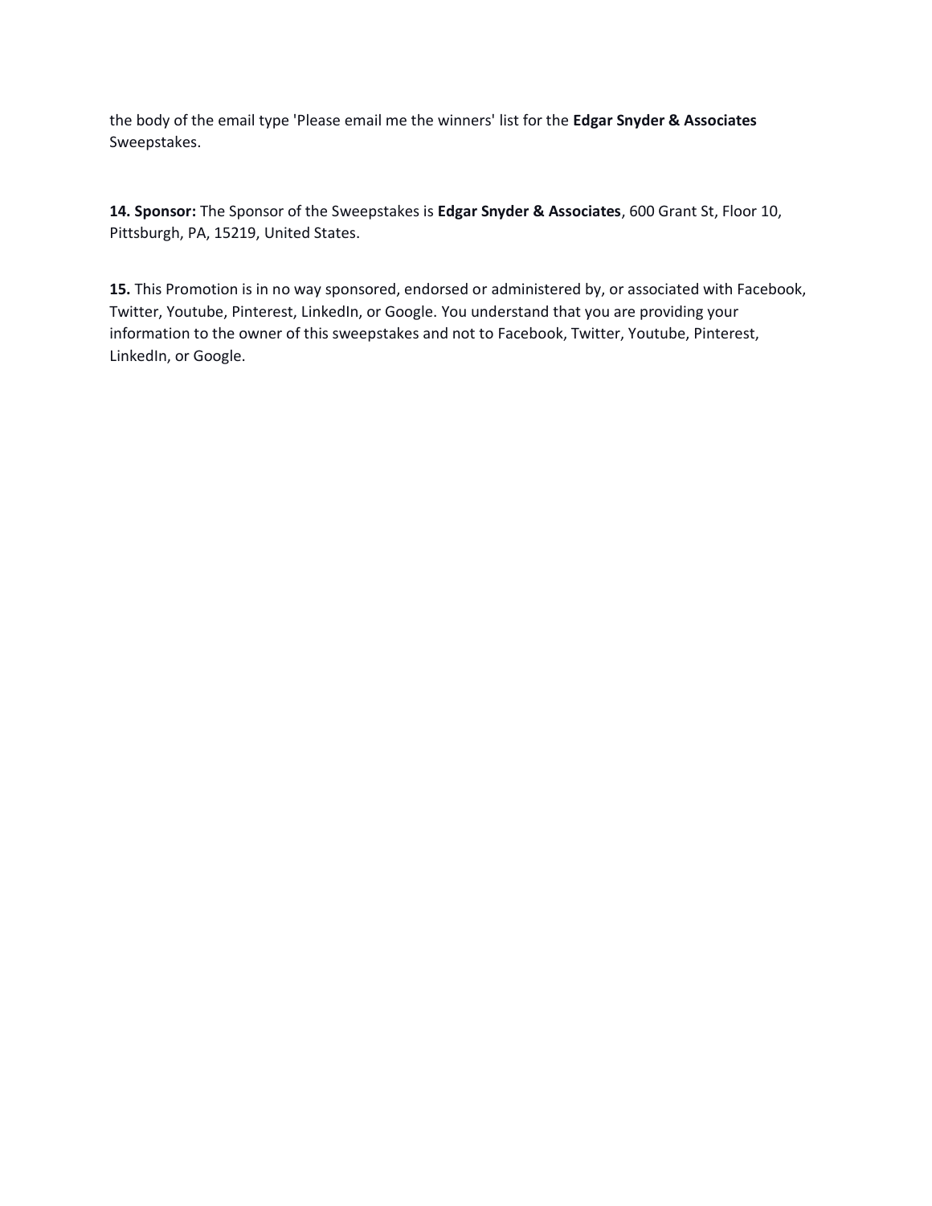the body of the email type 'Please email me the winners' list for the **Edgar Snyder & Associates** Sweepstakes.

**14. Sponsor:** The Sponsor of the Sweepstakes is **Edgar Snyder & Associates**, 600 Grant St, Floor 10, Pittsburgh, PA, 15219, United States.

**15.** This Promotion is in no way sponsored, endorsed or administered by, or associated with Facebook, Twitter, Youtube, Pinterest, LinkedIn, or Google. You understand that you are providing your information to the owner of this sweepstakes and not to Facebook, Twitter, Youtube, Pinterest, LinkedIn, or Google.